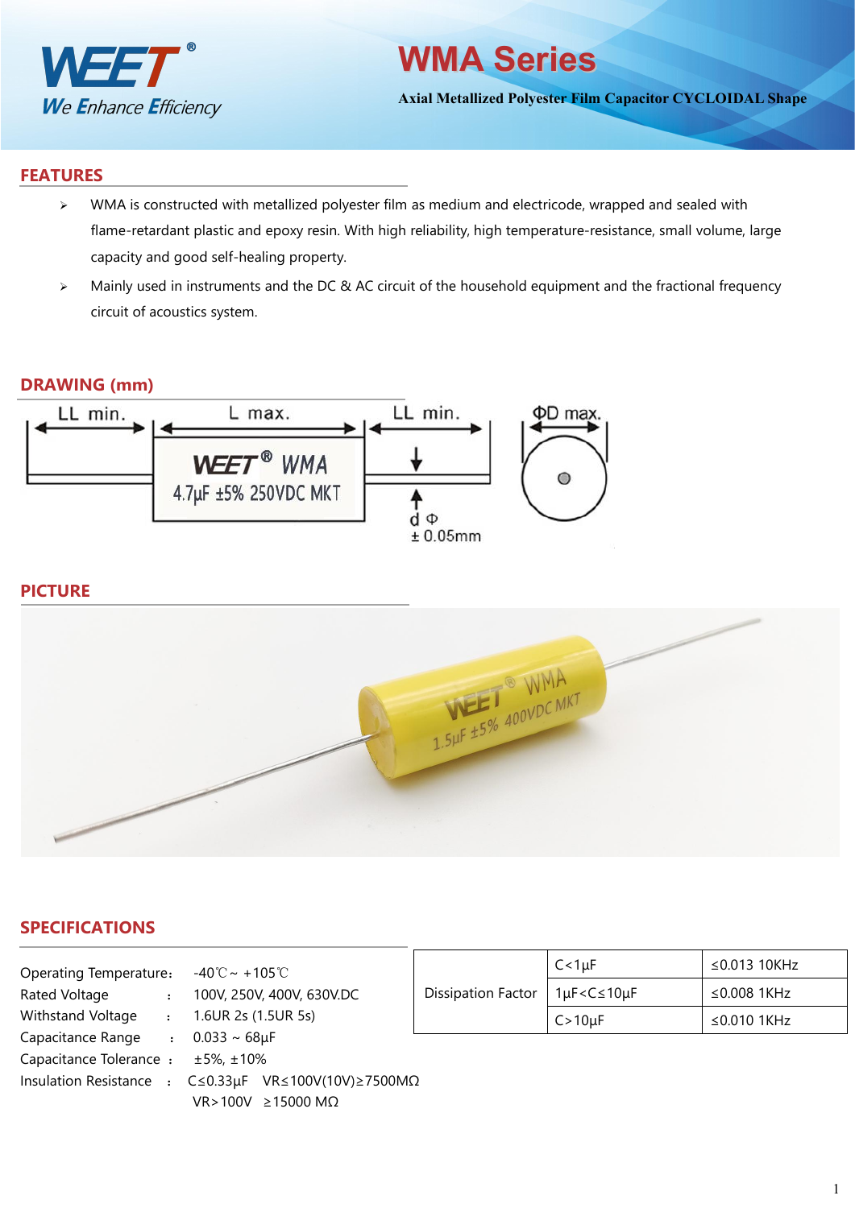# WMA Series

**Axial Metallized Polyester Film Capacitor CYCLOIDAL Shape**

## FEATURES

- WMA is constructed with metallized polyester film as medium and electricode, wrapped and sealed with flame-retardant plastic and epoxy resin. With high reliability, high temperature-resistance, small volume, large capacity and good self-healing property.
- Mainly used in instruments and the DC & AC circuit of the household equipment and the fractional frequency circuit of acoustics system.

## DRAWING (mm)

LL min. | L max. | LL min. | ΦD max.

WEET® WMA
4.7μF ±5% 250VDC MKT

d Φ
± 0.05mm

## PICTURE

## SPECIFICATIONS

Operating Temperature: -40℃ ~ +105℃
Rated Voltage : 100V, 250V, 400V, 630V.DC
Withstand Voltage : 1.6UR 2s (1.5UR 5s)
Capacitance Range : 0.033 ~ 68μF
Capacitance Tolerance : ±5%, ±10%
Insulation Resistance : C≤0.33μF VR≤100V(10V)≥7500MΩ
VR>100V ≥15000 MΩ

| Dissipation Factor | C<1μF | ≤0.013 10KHz |
|---|---|---|
| | 1μF<C≤10μF | ≤0.008 1KHz |
| | C>10μF | ≤0.010 1KHz |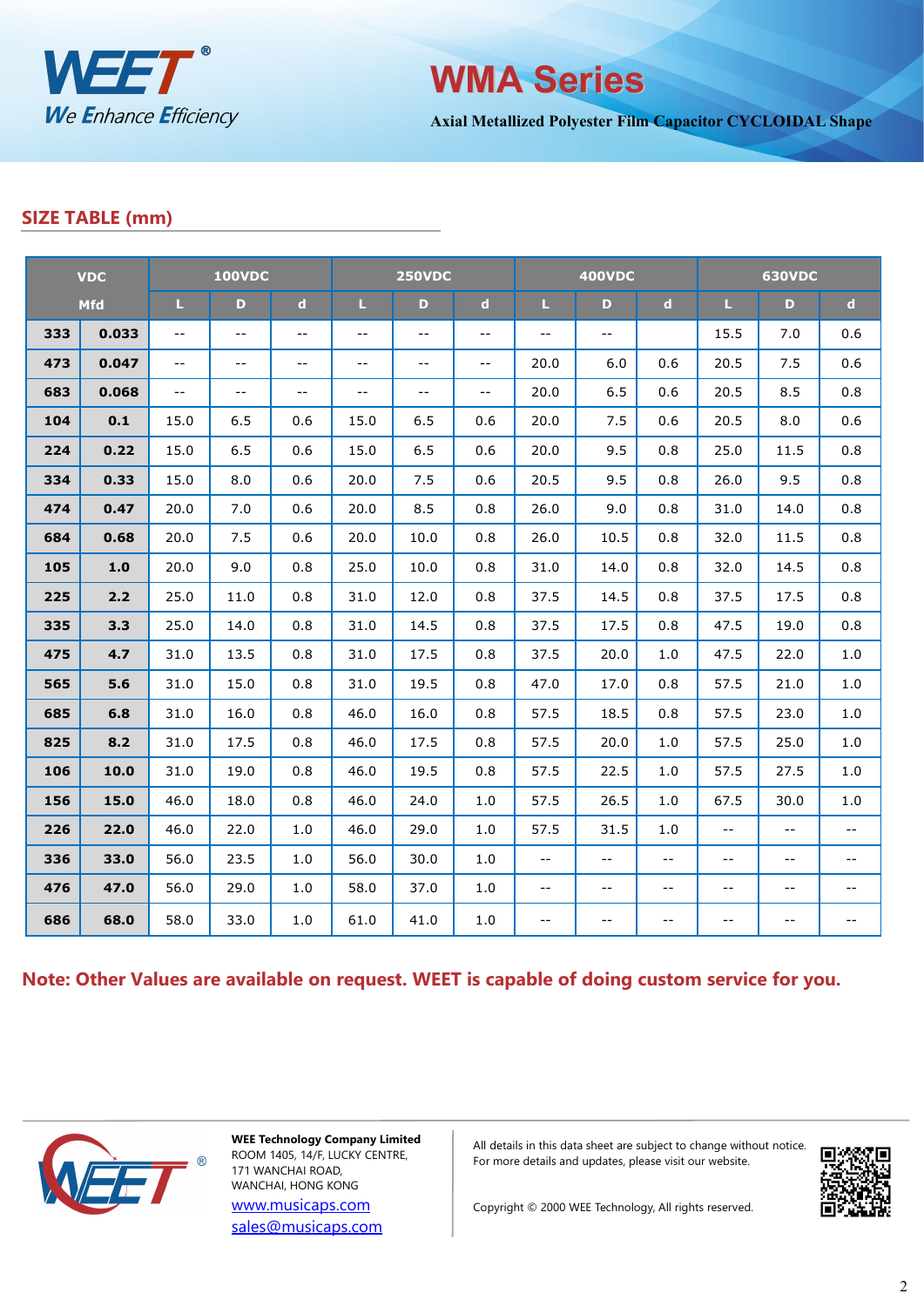# WMA Series

**Axial Metallized Polyester Film Capacitor CYCLOIDAL Shape**

## SIZE TABLE (mm)

| VDC | | 100VDC | | | 250VDC | | | 400VDC | | | 630VDC | | |
|---|---|---|---|---|---|---|---|---|---|---|---|---|---|
| Mfd | | L | D | d | L | D | d | L | D | d | L | D | d |
| 333 | 0.033 | -- | -- | -- | -- | -- | -- | -- | -- | | 15.5 | 7.0 | 0.6 |
| 473 | 0.047 | -- | -- | -- | -- | -- | -- | 20.0 | 6.0 | 0.6 | 20.5 | 7.5 | 0.6 |
| 683 | 0.068 | -- | -- | -- | -- | -- | -- | 20.0 | 6.5 | 0.6 | 20.5 | 8.5 | 0.8 |
| 104 | 0.1 | 15.0 | 6.5 | 0.6 | 15.0 | 6.5 | 0.6 | 20.0 | 7.5 | 0.6 | 20.5 | 8.0 | 0.6 |
| 224 | 0.22 | 15.0 | 6.5 | 0.6 | 15.0 | 6.5 | 0.6 | 20.0 | 9.5 | 0.8 | 25.0 | 11.5 | 0.8 |
| 334 | 0.33 | 15.0 | 8.0 | 0.6 | 20.0 | 7.5 | 0.6 | 20.5 | 9.5 | 0.8 | 26.0 | 9.5 | 0.8 |
| 474 | 0.47 | 20.0 | 7.0 | 0.6 | 20.0 | 8.5 | 0.8 | 26.0 | 9.0 | 0.8 | 31.0 | 14.0 | 0.8 |
| 684 | 0.68 | 20.0 | 7.5 | 0.6 | 20.0 | 10.0 | 0.8 | 26.0 | 10.5 | 0.8 | 32.0 | 11.5 | 0.8 |
| 105 | 1.0 | 20.0 | 9.0 | 0.8 | 25.0 | 10.0 | 0.8 | 31.0 | 14.0 | 0.8 | 32.0 | 14.5 | 0.8 |
| 225 | 2.2 | 25.0 | 11.0 | 0.8 | 31.0 | 12.0 | 0.8 | 37.5 | 14.5 | 0.8 | 37.5 | 17.5 | 0.8 |
| 335 | 3.3 | 25.0 | 14.0 | 0.8 | 31.0 | 14.5 | 0.8 | 37.5 | 17.5 | 0.8 | 47.5 | 19.0 | 0.8 |
| 475 | 4.7 | 31.0 | 13.5 | 0.8 | 31.0 | 17.5 | 0.8 | 37.5 | 20.0 | 1.0 | 47.5 | 22.0 | 1.0 |
| 565 | 5.6 | 31.0 | 15.0 | 0.8 | 31.0 | 19.5 | 0.8 | 47.0 | 17.0 | 0.8 | 57.5 | 21.0 | 1.0 |
| 685 | 6.8 | 31.0 | 16.0 | 0.8 | 46.0 | 16.0 | 0.8 | 57.5 | 18.5 | 0.8 | 57.5 | 23.0 | 1.0 |
| 825 | 8.2 | 31.0 | 17.5 | 0.8 | 46.0 | 17.5 | 0.8 | 57.5 | 20.0 | 1.0 | 57.5 | 25.0 | 1.0 |
| 106 | 10.0 | 31.0 | 19.0 | 0.8 | 46.0 | 19.5 | 0.8 | 57.5 | 22.5 | 1.0 | 57.5 | 27.5 | 1.0 |
| 156 | 15.0 | 46.0 | 18.0 | 0.8 | 46.0 | 24.0 | 1.0 | 57.5 | 26.5 | 1.0 | 67.5 | 30.0 | 1.0 |
| 226 | 22.0 | 46.0 | 22.0 | 1.0 | 46.0 | 29.0 | 1.0 | 57.5 | 31.5 | 1.0 | -- | -- | -- |
| 336 | 33.0 | 56.0 | 23.5 | 1.0 | 56.0 | 30.0 | 1.0 | -- | -- | -- | -- | -- | -- |
| 476 | 47.0 | 56.0 | 29.0 | 1.0 | 58.0 | 37.0 | 1.0 | -- | -- | -- | -- | -- | -- |
| 686 | 68.0 | 58.0 | 33.0 | 1.0 | 61.0 | 41.0 | 1.0 | -- | -- | -- | -- | -- | -- |

**Note: Other Values are available on request. WEET is capable of doing custom service for you.**

**WEE Technology Company Limited**
ROOM 1405, 14/F, LUCKY CENTRE,
171 WANCHAI ROAD,
WANCHAI, HONG KONG
www.musicaps.com
sales@musicaps.com

All details in this data sheet are subject to change without notice.
For more details and updates, please visit our website.

Copyright © 2000 WEE Technology, All rights reserved.